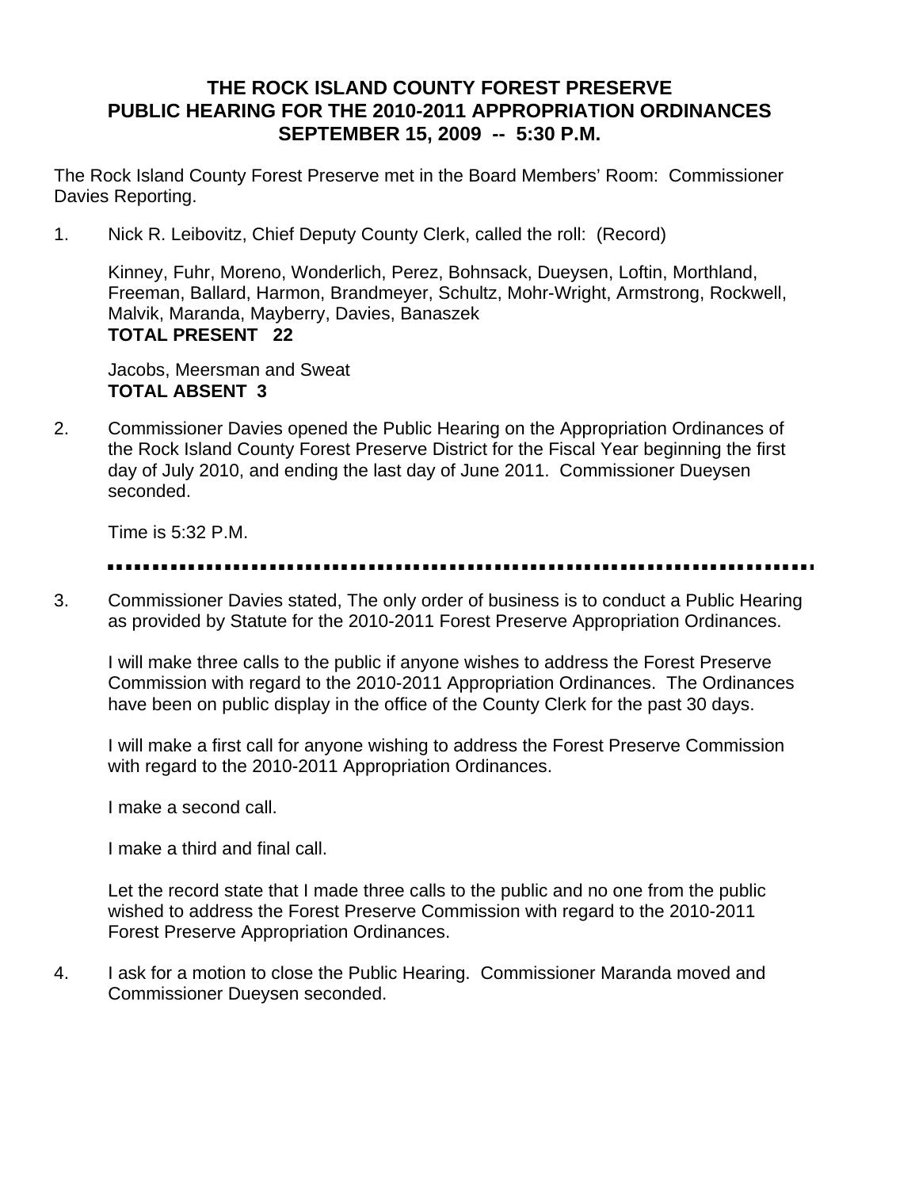# THE ROCK ISLAND COUNTY FOREST PRESERVE
# PUBLIC HEARING FOR THE 2010-2011 APPROPRIATION ORDINANCES
# SEPTEMBER 15, 2009 -- 5:30 P.M.

The Rock Island County Forest Preserve met in the Board Members' Room: Commissioner Davies Reporting.

1. Nick R. Leibovitz, Chief Deputy County Clerk, called the roll: (Record)

   Kinney, Fuhr, Moreno, Wonderlich, Perez, Bohnsack, Dueysen, Loftin, Morthland, Freeman, Ballard, Harmon, Brandmeyer, Schultz, Mohr-Wright, Armstrong, Rockwell, Malvik, Maranda, Mayberry, Davies, Banaszek
   **TOTAL PRESENT 22**

   Jacobs, Meersman and Sweat
   **TOTAL ABSENT 3**

2. Commissioner Davies opened the Public Hearing on the Appropriation Ordinances of the Rock Island County Forest Preserve District for the Fiscal Year beginning the first day of July 2010, and ending the last day of June 2011. Commissioner Dueysen seconded.

   Time is 5:32 P.M.

---

3. Commissioner Davies stated, The only order of business is to conduct a Public Hearing as provided by Statute for the 2010-2011 Forest Preserve Appropriation Ordinances.

   I will make three calls to the public if anyone wishes to address the Forest Preserve Commission with regard to the 2010-2011 Appropriation Ordinances. The Ordinances have been on public display in the office of the County Clerk for the past 30 days.

   I will make a first call for anyone wishing to address the Forest Preserve Commission with regard to the 2010-2011 Appropriation Ordinances.

   I make a second call.

   I make a third and final call.

   Let the record state that I made three calls to the public and no one from the public wished to address the Forest Preserve Commission with regard to the 2010-2011 Forest Preserve Appropriation Ordinances.

4. I ask for a motion to close the Public Hearing. Commissioner Maranda moved and Commissioner Dueysen seconded.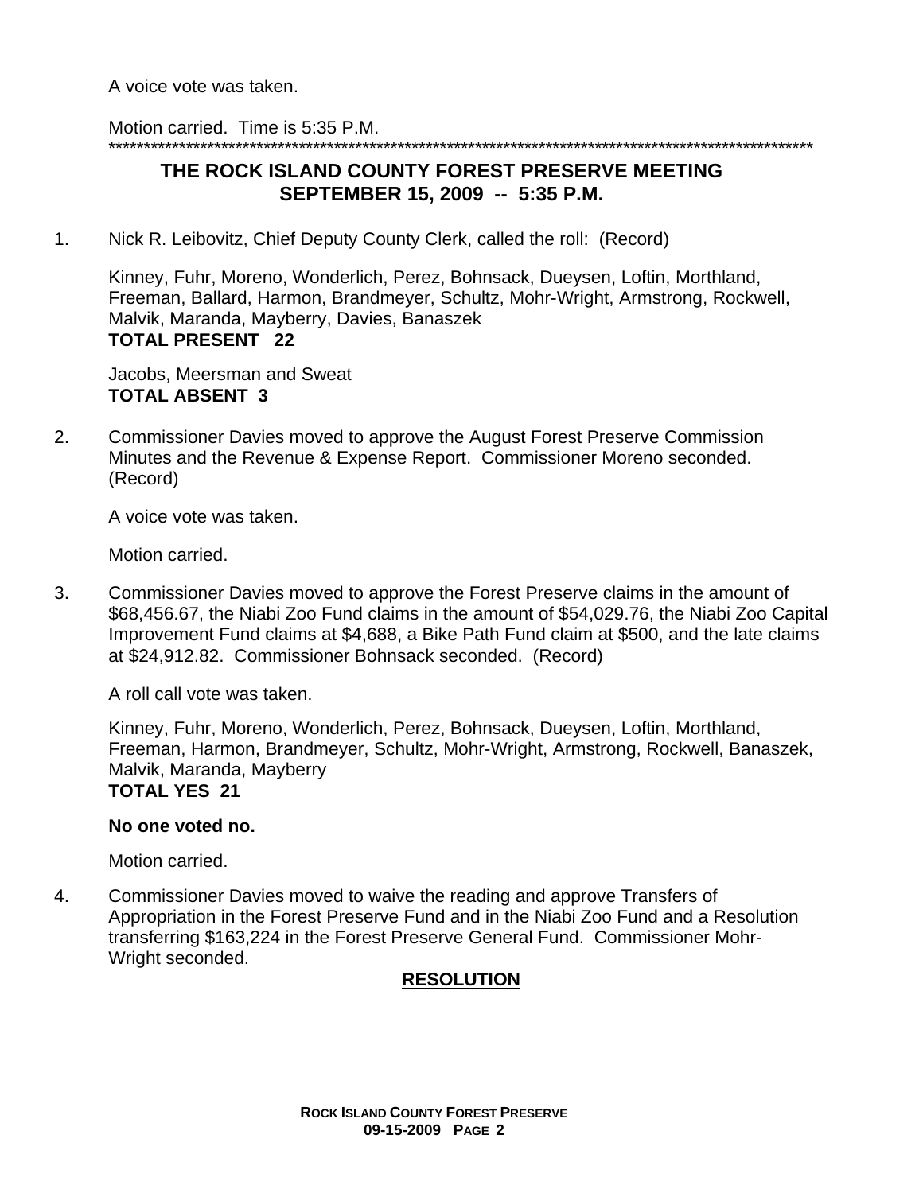A voice vote was taken.

Motion carried. Time is 5:35 P.M.

*****************************************************************************************************

## THE ROCK ISLAND COUNTY FOREST PRESERVE MEETING
## SEPTEMBER 15, 2009 -- 5:35 P.M.

1. Nick R. Leibovitz, Chief Deputy County Clerk, called the roll: (Record)

   Kinney, Fuhr, Moreno, Wonderlich, Perez, Bohnsack, Dueysen, Loftin, Morthland, Freeman, Ballard, Harmon, Brandmeyer, Schultz, Mohr-Wright, Armstrong, Rockwell, Malvik, Maranda, Mayberry, Davies, Banaszek
   **TOTAL PRESENT 22**

   Jacobs, Meersman and Sweat
   **TOTAL ABSENT 3**

2. Commissioner Davies moved to approve the August Forest Preserve Commission Minutes and the Revenue & Expense Report. Commissioner Moreno seconded. (Record)

   A voice vote was taken.

   Motion carried.

3. Commissioner Davies moved to approve the Forest Preserve claims in the amount of $68,456.67, the Niabi Zoo Fund claims in the amount of $54,029.76, the Niabi Zoo Capital Improvement Fund claims at $4,688, a Bike Path Fund claim at $500, and the late claims at $24,912.82. Commissioner Bohnsack seconded. (Record)

   A roll call vote was taken.

   Kinney, Fuhr, Moreno, Wonderlich, Perez, Bohnsack, Dueysen, Loftin, Morthland, Freeman, Harmon, Brandmeyer, Schultz, Mohr-Wright, Armstrong, Rockwell, Banaszek, Malvik, Maranda, Mayberry
   **TOTAL YES 21**

   **No one voted no.**

   Motion carried.

4. Commissioner Davies moved to waive the reading and approve Transfers of Appropriation in the Forest Preserve Fund and in the Niabi Zoo Fund and a Resolution transferring $163,224 in the Forest Preserve General Fund. Commissioner Mohr-Wright seconded.

**RESOLUTION**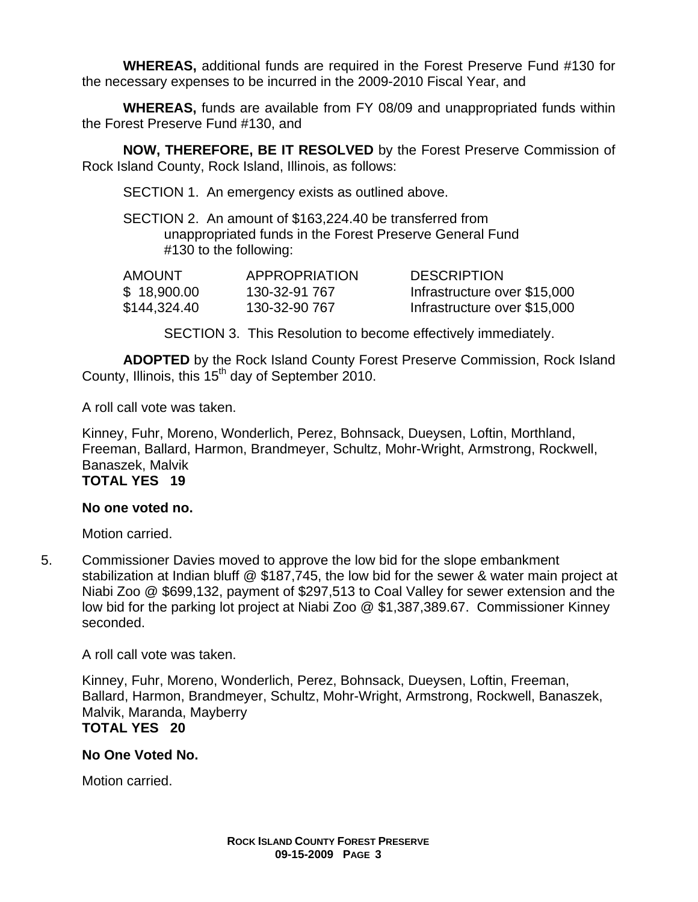**WHEREAS,** additional funds are required in the Forest Preserve Fund #130 for the necessary expenses to be incurred in the 2009-2010 Fiscal Year, and

**WHEREAS,** funds are available from FY 08/09 and unappropriated funds within the Forest Preserve Fund #130, and

**NOW, THEREFORE, BE IT RESOLVED** by the Forest Preserve Commission of Rock Island County, Rock Island, Illinois, as follows:

SECTION 1. An emergency exists as outlined above.

SECTION 2. An amount of $163,224.40 be transferred from unappropriated funds in the Forest Preserve General Fund #130 to the following:

| AMOUNT | APPROPRIATION | DESCRIPTION |
|---|---|---|
| $ 18,900.00 | 130-32-91 767 | Infrastructure over $15,000 |
| $144,324.40 | 130-32-90 767 | Infrastructure over $15,000 |

SECTION 3. This Resolution to become effectively immediately.

**ADOPTED** by the Rock Island County Forest Preserve Commission, Rock Island County, Illinois, this 15th day of September 2010.

A roll call vote was taken.

Kinney, Fuhr, Moreno, Wonderlich, Perez, Bohnsack, Dueysen, Loftin, Morthland, Freeman, Ballard, Harmon, Brandmeyer, Schultz, Mohr-Wright, Armstrong, Rockwell, Banaszek, Malvik
**TOTAL YES 19**

**No one voted no.**

Motion carried.

5. Commissioner Davies moved to approve the low bid for the slope embankment stabilization at Indian bluff @ $187,745, the low bid for the sewer & water main project at Niabi Zoo @ $699,132, payment of $297,513 to Coal Valley for sewer extension and the low bid for the parking lot project at Niabi Zoo @ $1,387,389.67. Commissioner Kinney seconded.

   A roll call vote was taken.

   Kinney, Fuhr, Moreno, Wonderlich, Perez, Bohnsack, Dueysen, Loftin, Freeman, Ballard, Harmon, Brandmeyer, Schultz, Mohr-Wright, Armstrong, Rockwell, Banaszek, Malvik, Maranda, Mayberry
   **TOTAL YES 20**

   **No One Voted No.**

   Motion carried.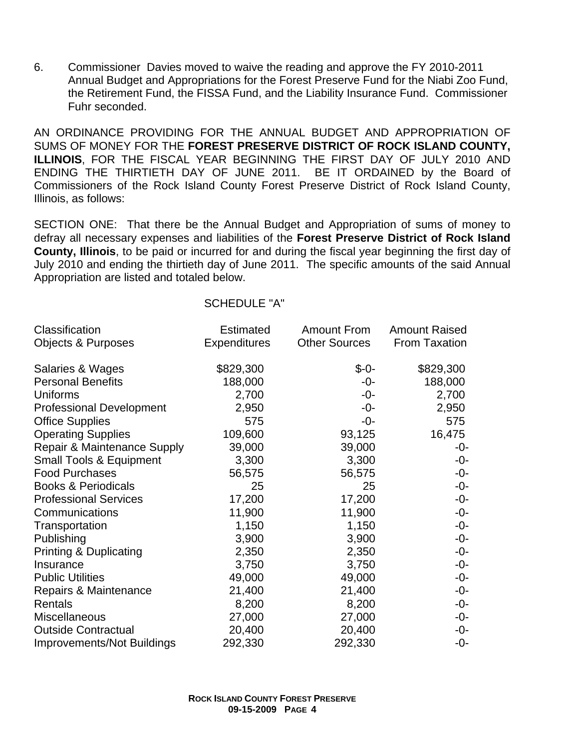6. Commissioner Davies moved to waive the reading and approve the FY 2010-2011 Annual Budget and Appropriations for the Forest Preserve Fund for the Niabi Zoo Fund, the Retirement Fund, the FISSA Fund, and the Liability Insurance Fund. Commissioner Fuhr seconded.

AN ORDINANCE PROVIDING FOR THE ANNUAL BUDGET AND APPROPRIATION OF SUMS OF MONEY FOR THE **FOREST PRESERVE DISTRICT OF ROCK ISLAND COUNTY, ILLINOIS**, FOR THE FISCAL YEAR BEGINNING THE FIRST DAY OF JULY 2010 AND ENDING THE THIRTIETH DAY OF JUNE 2011. BE IT ORDAINED by the Board of Commissioners of the Rock Island County Forest Preserve District of Rock Island County, Illinois, as follows:

SECTION ONE: That there be the Annual Budget and Appropriation of sums of money to defray all necessary expenses and liabilities of the **Forest Preserve District of Rock Island County, Illinois**, to be paid or incurred for and during the fiscal year beginning the first day of July 2010 and ending the thirtieth day of June 2011. The specific amounts of the said Annual Appropriation are listed and totaled below.

SCHEDULE "A"

| Classification Objects & Purposes | Estimated Expenditures | Amount From Other Sources | Amount Raised From Taxation |
|---|---|---|---|
| Salaries & Wages | $829,300 | $-0- | $829,300 |
| Personal Benefits | 188,000 | -0- | 188,000 |
| Uniforms | 2,700 | -0- | 2,700 |
| Professional Development | 2,950 | -0- | 2,950 |
| Office Supplies | 575 | -0- | 575 |
| Operating Supplies | 109,600 | 93,125 | 16,475 |
| Repair & Maintenance Supply | 39,000 | 39,000 | -0- |
| Small Tools & Equipment | 3,300 | 3,300 | -0- |
| Food Purchases | 56,575 | 56,575 | -0- |
| Books & Periodicals | 25 | 25 | -0- |
| Professional Services | 17,200 | 17,200 | -0- |
| Communications | 11,900 | 11,900 | -0- |
| Transportation | 1,150 | 1,150 | -0- |
| Publishing | 3,900 | 3,900 | -0- |
| Printing & Duplicating | 2,350 | 2,350 | -0- |
| Insurance | 3,750 | 3,750 | -0- |
| Public Utilities | 49,000 | 49,000 | -0- |
| Repairs & Maintenance | 21,400 | 21,400 | -0- |
| Rentals | 8,200 | 8,200 | -0- |
| Miscellaneous | 27,000 | 27,000 | -0- |
| Outside Contractual | 20,400 | 20,400 | -0- |
| Improvements/Not Buildings | 292,330 | 292,330 | -0- |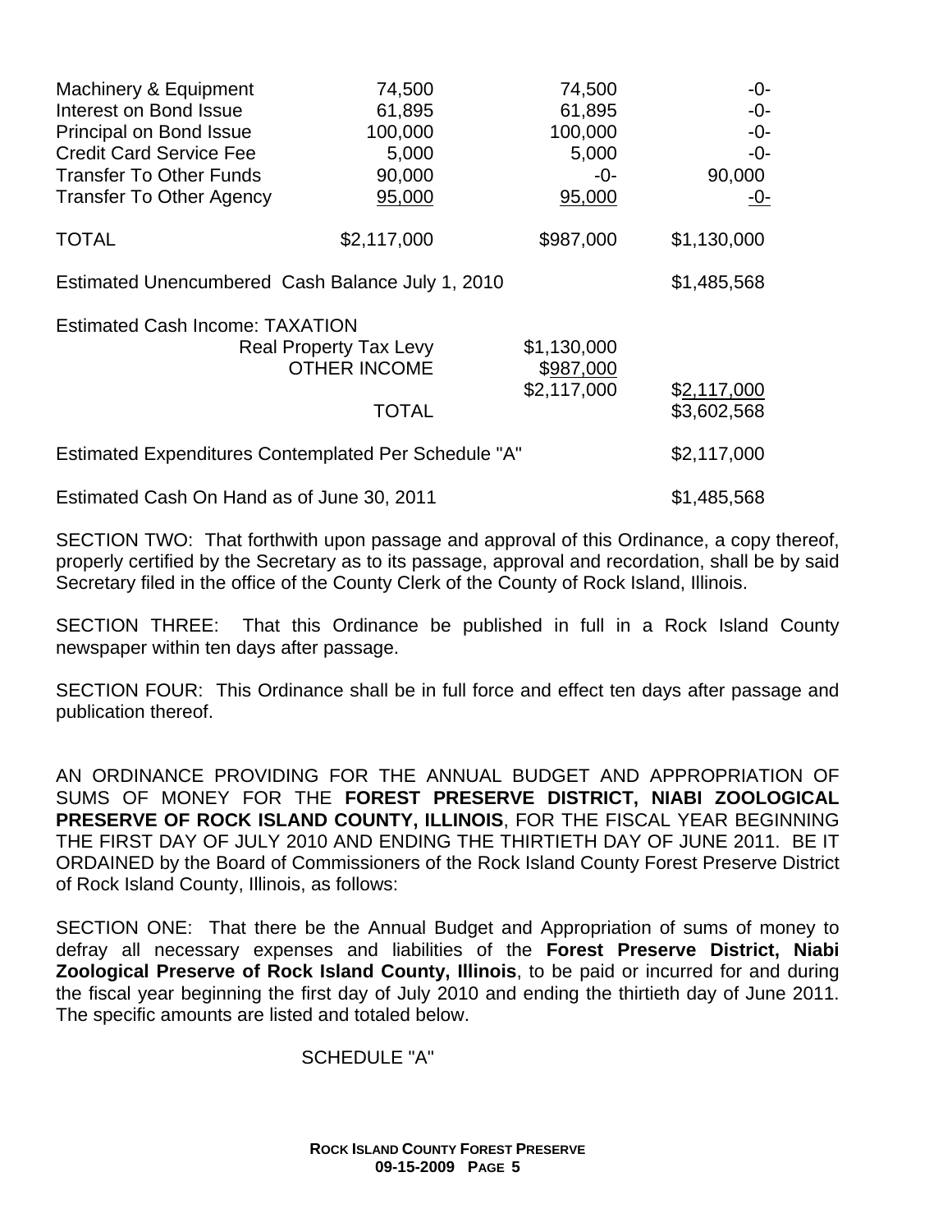| | | | |
|---|---|---|---|
| Machinery & Equipment | 74,500 | 74,500 | -0- |
| Interest on Bond Issue | 61,895 | 61,895 | -0- |
| Principal on Bond Issue | 100,000 | 100,000 | -0- |
| Credit Card Service Fee | 5,000 | 5,000 | -0- |
| Transfer To Other Funds | 90,000 | -0- | 90,000 |
| Transfer To Other Agency | 95,000 | 95,000 | -0- |
| TOTAL | $2,117,000 | $987,000 | $1,130,000 |

| | | | |
|---|---|---|---|
| Estimated Unencumbered Cash Balance July 1, 2010 | | | $1,485,568 |
| Estimated Cash Income: TAXATION | | | |
| | Real Property Tax Levy | $1,130,000 | |
| | OTHER INCOME | $987,000 | |
| | | $2,117,000 | $2,117,000 |
| | TOTAL | | $3,602,568 |
| Estimated Expenditures Contemplated Per Schedule "A" | | | $2,117,000 |
| Estimated Cash On Hand as of June 30, 2011 | | | $1,485,568 |

SECTION TWO: That forthwith upon passage and approval of this Ordinance, a copy thereof, properly certified by the Secretary as to its passage, approval and recordation, shall be by said Secretary filed in the office of the County Clerk of the County of Rock Island, Illinois.

SECTION THREE: That this Ordinance be published in full in a Rock Island County newspaper within ten days after passage.

SECTION FOUR: This Ordinance shall be in full force and effect ten days after passage and publication thereof.

AN ORDINANCE PROVIDING FOR THE ANNUAL BUDGET AND APPROPRIATION OF SUMS OF MONEY FOR THE **FOREST PRESERVE DISTRICT, NIABI ZOOLOGICAL PRESERVE OF ROCK ISLAND COUNTY, ILLINOIS**, FOR THE FISCAL YEAR BEGINNING THE FIRST DAY OF JULY 2010 AND ENDING THE THIRTIETH DAY OF JUNE 2011. BE IT ORDAINED by the Board of Commissioners of the Rock Island County Forest Preserve District of Rock Island County, Illinois, as follows:

SECTION ONE: That there be the Annual Budget and Appropriation of sums of money to defray all necessary expenses and liabilities of the **Forest Preserve District, Niabi Zoological Preserve of Rock Island County, Illinois**, to be paid or incurred for and during the fiscal year beginning the first day of July 2010 and ending the thirtieth day of June 2011. The specific amounts are listed and totaled below.

SCHEDULE "A"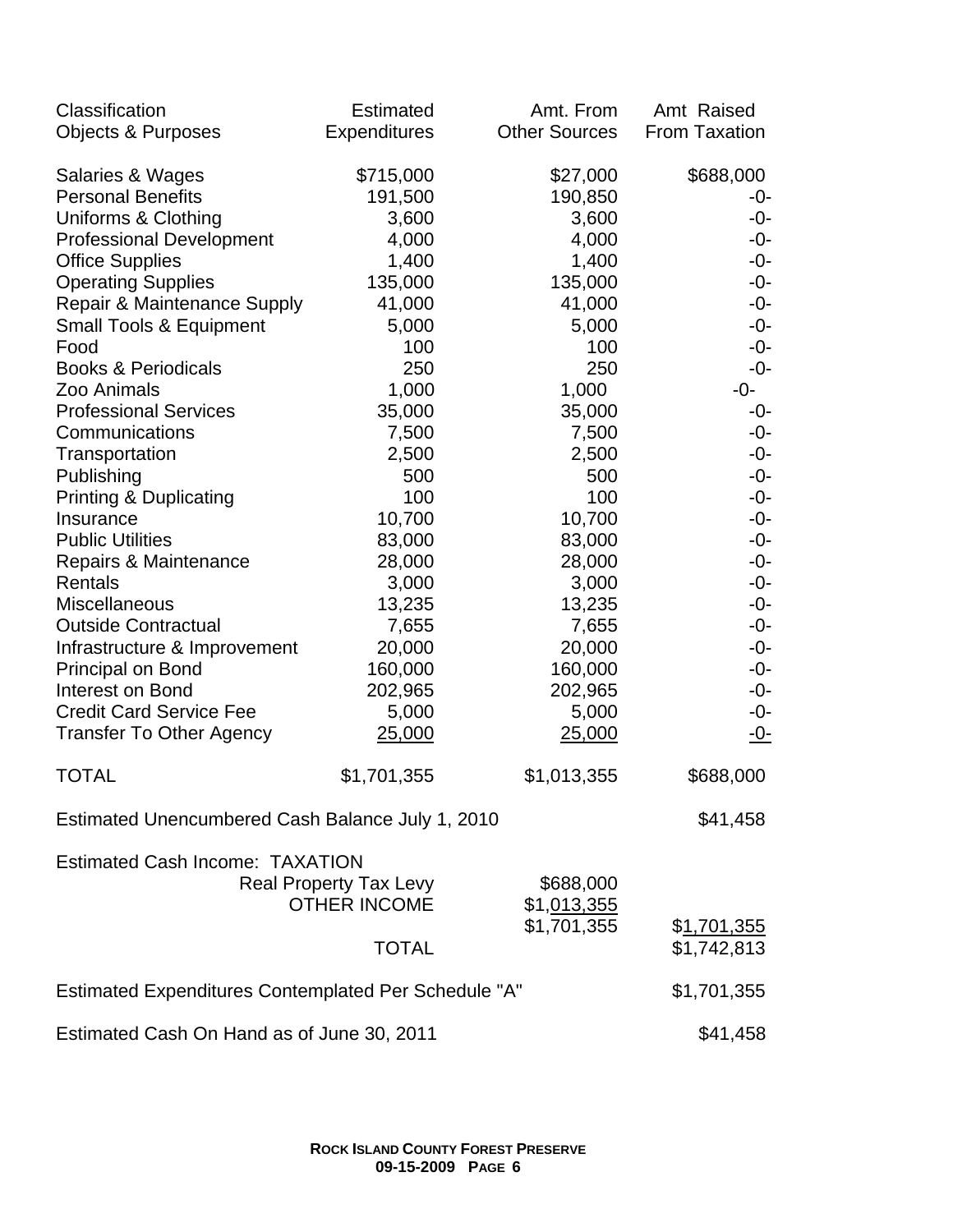| Classification Objects & Purposes | Estimated Expenditures | Amt. From Other Sources | Amt Raised From Taxation |
|---|---|---|---|
| Salaries & Wages | $715,000 | $27,000 | $688,000 |
| Personal Benefits | 191,500 | 190,850 | -0- |
| Uniforms & Clothing | 3,600 | 3,600 | -0- |
| Professional Development | 4,000 | 4,000 | -0- |
| Office Supplies | 1,400 | 1,400 | -0- |
| Operating Supplies | 135,000 | 135,000 | -0- |
| Repair & Maintenance Supply | 41,000 | 41,000 | -0- |
| Small Tools & Equipment | 5,000 | 5,000 | -0- |
| Food | 100 | 100 | -0- |
| Books & Periodicals | 250 | 250 | -0- |
| Zoo Animals | 1,000 | 1,000 | -0- |
| Professional Services | 35,000 | 35,000 | -0- |
| Communications | 7,500 | 7,500 | -0- |
| Transportation | 2,500 | 2,500 | -0- |
| Publishing | 500 | 500 | -0- |
| Printing & Duplicating | 100 | 100 | -0- |
| Insurance | 10,700 | 10,700 | -0- |
| Public Utilities | 83,000 | 83,000 | -0- |
| Repairs & Maintenance | 28,000 | 28,000 | -0- |
| Rentals | 3,000 | 3,000 | -0- |
| Miscellaneous | 13,235 | 13,235 | -0- |
| Outside Contractual | 7,655 | 7,655 | -0- |
| Infrastructure & Improvement | 20,000 | 20,000 | -0- |
| Principal on Bond | 160,000 | 160,000 | -0- |
| Interest on Bond | 202,965 | 202,965 | -0- |
| Credit Card Service Fee | 5,000 | 5,000 | -0- |
| Transfer To Other Agency | 25,000 | 25,000 | -0- |
| TOTAL | $1,701,355 | $1,013,355 | $688,000 |

| | | | |
|---|---|---|---|
| Estimated Unencumbered Cash Balance July 1, 2010 | | | $41,458 |
| Estimated Cash Income: TAXATION | | | |
| | Real Property Tax Levy | $688,000 | |
| | OTHER INCOME | $1,013,355 | |
| | | $1,701,355 | $1,701,355 |
| | TOTAL | | $1,742,813 |
| Estimated Expenditures Contemplated Per Schedule "A" | | | $1,701,355 |
| Estimated Cash On Hand as of June 30, 2011 | | | $41,458 |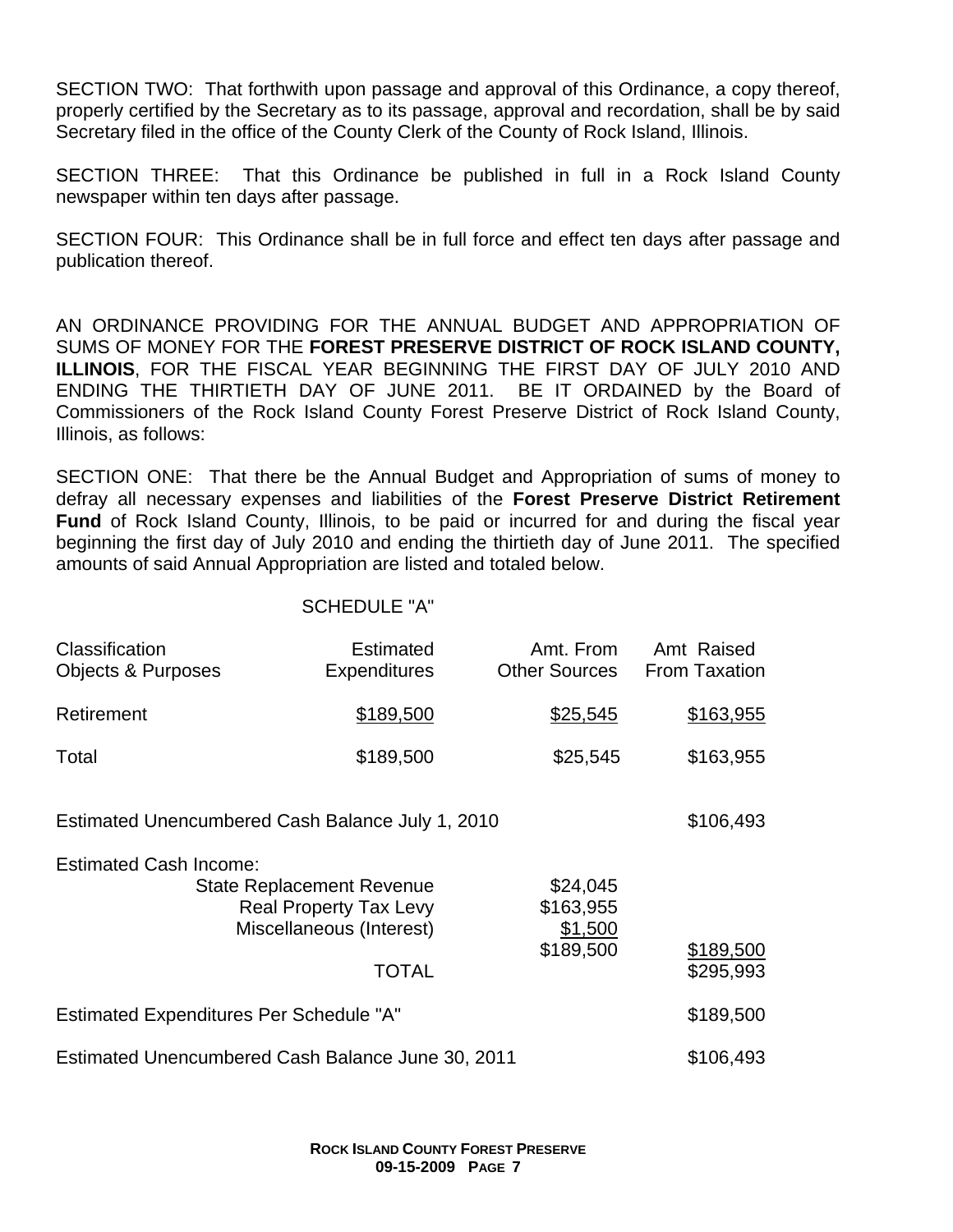SECTION TWO: That forthwith upon passage and approval of this Ordinance, a copy thereof, properly certified by the Secretary as to its passage, approval and recordation, shall be by said Secretary filed in the office of the County Clerk of the County of Rock Island, Illinois.

SECTION THREE: That this Ordinance be published in full in a Rock Island County newspaper within ten days after passage.

SECTION FOUR: This Ordinance shall be in full force and effect ten days after passage and publication thereof.

AN ORDINANCE PROVIDING FOR THE ANNUAL BUDGET AND APPROPRIATION OF SUMS OF MONEY FOR THE **FOREST PRESERVE DISTRICT OF ROCK ISLAND COUNTY, ILLINOIS**, FOR THE FISCAL YEAR BEGINNING THE FIRST DAY OF JULY 2010 AND ENDING THE THIRTIETH DAY OF JUNE 2011. BE IT ORDAINED by the Board of Commissioners of the Rock Island County Forest Preserve District of Rock Island County, Illinois, as follows:

SECTION ONE: That there be the Annual Budget and Appropriation of sums of money to defray all necessary expenses and liabilities of the **Forest Preserve District Retirement Fund** of Rock Island County, Illinois, to be paid or incurred for and during the fiscal year beginning the first day of July 2010 and ending the thirtieth day of June 2011. The specified amounts of said Annual Appropriation are listed and totaled below.

SCHEDULE "A"

| Classification Objects & Purposes | Estimated Expenditures | Amt. From Other Sources | Amt Raised From Taxation |
|---|---|---|---|
| Retirement | $189,500 | $25,545 | $163,955 |
| Total | $189,500 | $25,545 | $163,955 |

| | | |
|---|---|---|
| Estimated Unencumbered Cash Balance July 1, 2010 | | $106,493 |
| Estimated Cash Income: | | |
| State Replacement Revenue | $24,045 | |
| Real Property Tax Levy | $163,955 | |
| Miscellaneous (Interest) | $1,500 | |
| | $189,500 | $189,500 |
| TOTAL | | $295,993 |
| Estimated Expenditures Per Schedule "A" | | $189,500 |
| Estimated Unencumbered Cash Balance June 30, 2011 | | $106,493 |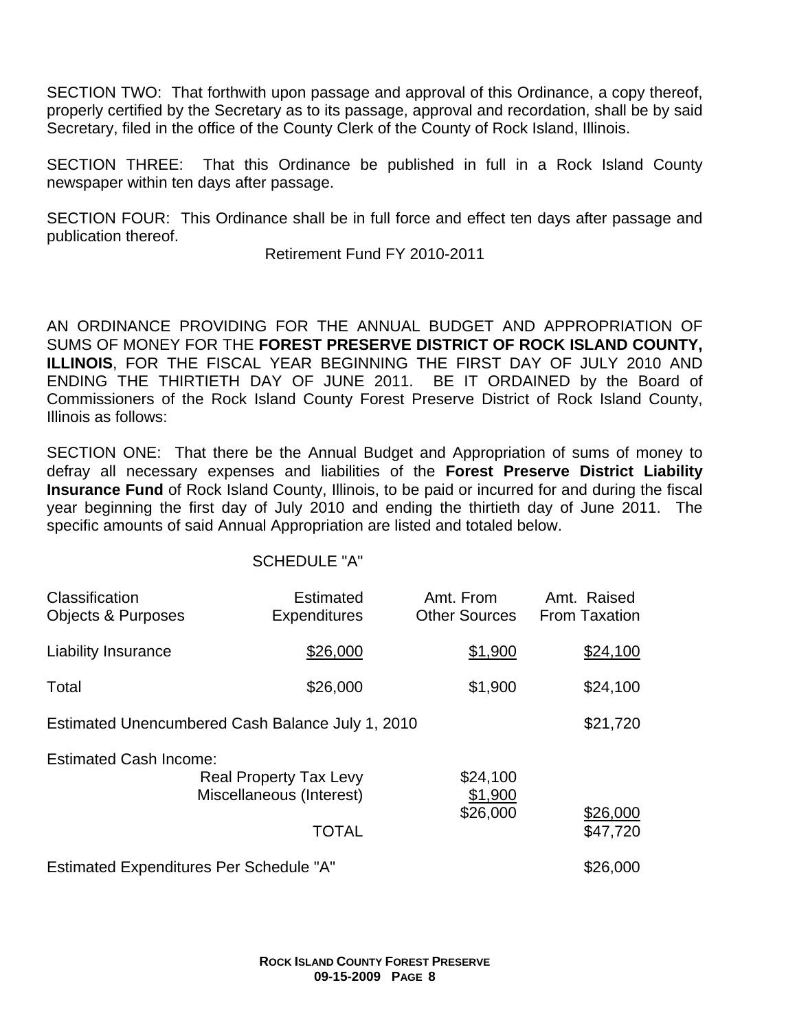SECTION TWO: That forthwith upon passage and approval of this Ordinance, a copy thereof, properly certified by the Secretary as to its passage, approval and recordation, shall be by said Secretary, filed in the office of the County Clerk of the County of Rock Island, Illinois.

SECTION THREE: That this Ordinance be published in full in a Rock Island County newspaper within ten days after passage.

SECTION FOUR: This Ordinance shall be in full force and effect ten days after passage and publication thereof.

Retirement Fund FY 2010-2011

AN ORDINANCE PROVIDING FOR THE ANNUAL BUDGET AND APPROPRIATION OF SUMS OF MONEY FOR THE **FOREST PRESERVE DISTRICT OF ROCK ISLAND COUNTY, ILLINOIS**, FOR THE FISCAL YEAR BEGINNING THE FIRST DAY OF JULY 2010 AND ENDING THE THIRTIETH DAY OF JUNE 2011. BE IT ORDAINED by the Board of Commissioners of the Rock Island County Forest Preserve District of Rock Island County, Illinois as follows:

SECTION ONE: That there be the Annual Budget and Appropriation of sums of money to defray all necessary expenses and liabilities of the **Forest Preserve District Liability Insurance Fund** of Rock Island County, Illinois, to be paid or incurred for and during the fiscal year beginning the first day of July 2010 and ending the thirtieth day of June 2011. The specific amounts of said Annual Appropriation are listed and totaled below.

SCHEDULE "A"

| Classification Objects & Purposes | Estimated Expenditures | Amt. From Other Sources | Amt. Raised From Taxation |
|---|---|---|---|
| Liability Insurance | $26,000 | $1,900 | $24,100 |
| Total | $26,000 | $1,900 | $24,100 |
| Estimated Unencumbered Cash Balance July 1, 2010 | | | $21,720 |
| Estimated Cash Income: | | | |
| | Real Property Tax Levy | $24,100 | |
| | Miscellaneous (Interest) | $1,900 | |
| | | $26,000 | $26,000 |
| | TOTAL | | $47,720 |
| Estimated Expenditures Per Schedule "A" | | | $26,000 |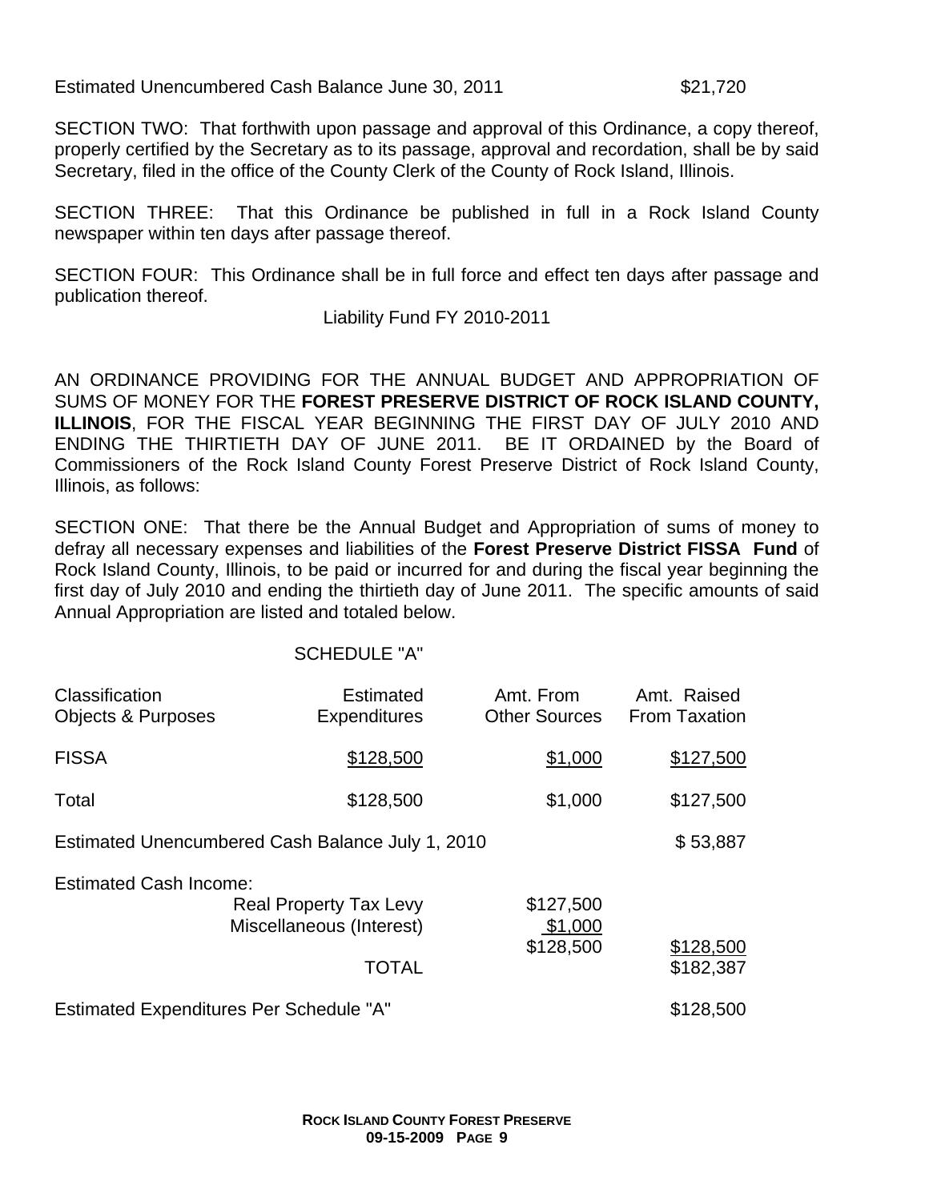Estimated Unencumbered Cash Balance June 30, 2011 $21,720

SECTION TWO: That forthwith upon passage and approval of this Ordinance, a copy thereof, properly certified by the Secretary as to its passage, approval and recordation, shall be by said Secretary, filed in the office of the County Clerk of the County of Rock Island, Illinois.

SECTION THREE: That this Ordinance be published in full in a Rock Island County newspaper within ten days after passage thereof.

SECTION FOUR: This Ordinance shall be in full force and effect ten days after passage and publication thereof.

Liability Fund FY 2010-2011

AN ORDINANCE PROVIDING FOR THE ANNUAL BUDGET AND APPROPRIATION OF SUMS OF MONEY FOR THE **FOREST PRESERVE DISTRICT OF ROCK ISLAND COUNTY, ILLINOIS**, FOR THE FISCAL YEAR BEGINNING THE FIRST DAY OF JULY 2010 AND ENDING THE THIRTIETH DAY OF JUNE 2011. BE IT ORDAINED by the Board of Commissioners of the Rock Island County Forest Preserve District of Rock Island County, Illinois, as follows:

SECTION ONE: That there be the Annual Budget and Appropriation of sums of money to defray all necessary expenses and liabilities of the **Forest Preserve District FISSA Fund** of Rock Island County, Illinois, to be paid or incurred for and during the fiscal year beginning the first day of July 2010 and ending the thirtieth day of June 2011. The specific amounts of said Annual Appropriation are listed and totaled below.

SCHEDULE "A"

| Classification Objects & Purposes | Estimated Expenditures | Amt. From Other Sources | Amt. Raised From Taxation |
|---|---|---|---|
| FISSA | $128,500 | $1,000 | $127,500 |
| Total | $128,500 | $1,000 | $127,500 |

| | | | |
|---|---|---|---|
| Estimated Unencumbered Cash Balance July 1, 2010 | | | $ 53,887 |
| Estimated Cash Income: | | | |
| | Real Property Tax Levy | $127,500 | |
| | Miscellaneous (Interest) | $1,000 | |
| | | $128,500 | $128,500 |
| | TOTAL | | $182,387 |
| Estimated Expenditures Per Schedule "A" | | | $128,500 |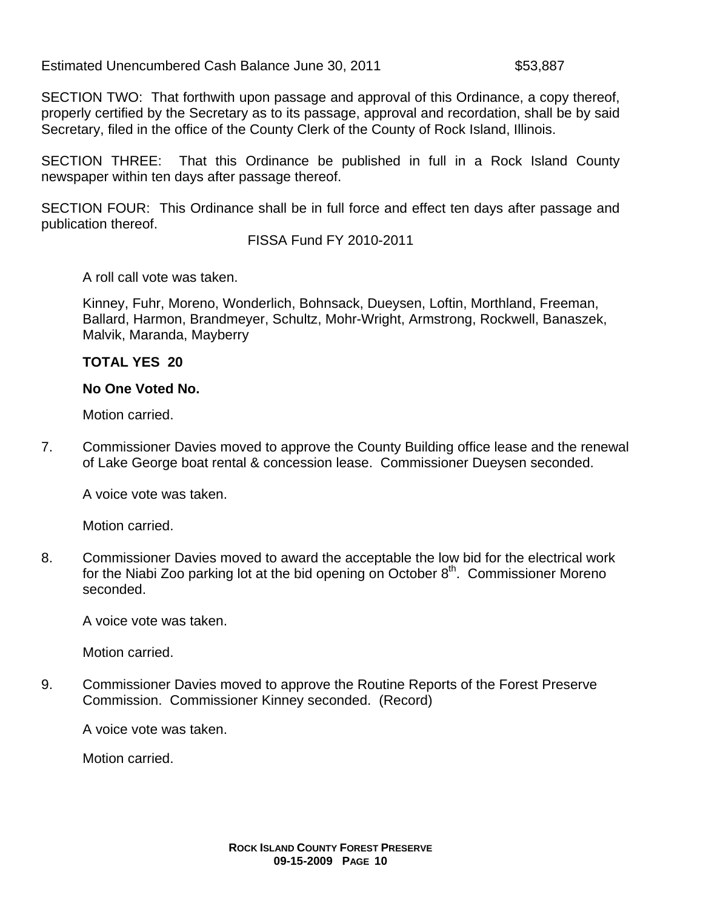Estimated Unencumbered Cash Balance June 30, 2011 $53,887

SECTION TWO: That forthwith upon passage and approval of this Ordinance, a copy thereof, properly certified by the Secretary as to its passage, approval and recordation, shall be by said Secretary, filed in the office of the County Clerk of the County of Rock Island, Illinois.

SECTION THREE: That this Ordinance be published in full in a Rock Island County newspaper within ten days after passage thereof.

SECTION FOUR: This Ordinance shall be in full force and effect ten days after passage and publication thereof.

FISSA Fund FY 2010-2011

A roll call vote was taken.

Kinney, Fuhr, Moreno, Wonderlich, Bohnsack, Dueysen, Loftin, Morthland, Freeman, Ballard, Harmon, Brandmeyer, Schultz, Mohr-Wright, Armstrong, Rockwell, Banaszek, Malvik, Maranda, Mayberry

**TOTAL YES 20**

**No One Voted No.**

Motion carried.

7. Commissioner Davies moved to approve the County Building office lease and the renewal of Lake George boat rental & concession lease. Commissioner Dueysen seconded.

   A voice vote was taken.

   Motion carried.

8. Commissioner Davies moved to award the acceptable the low bid for the electrical work for the Niabi Zoo parking lot at the bid opening on October 8th. Commissioner Moreno seconded.

   A voice vote was taken.

   Motion carried.

9. Commissioner Davies moved to approve the Routine Reports of the Forest Preserve Commission. Commissioner Kinney seconded. (Record)

   A voice vote was taken.

   Motion carried.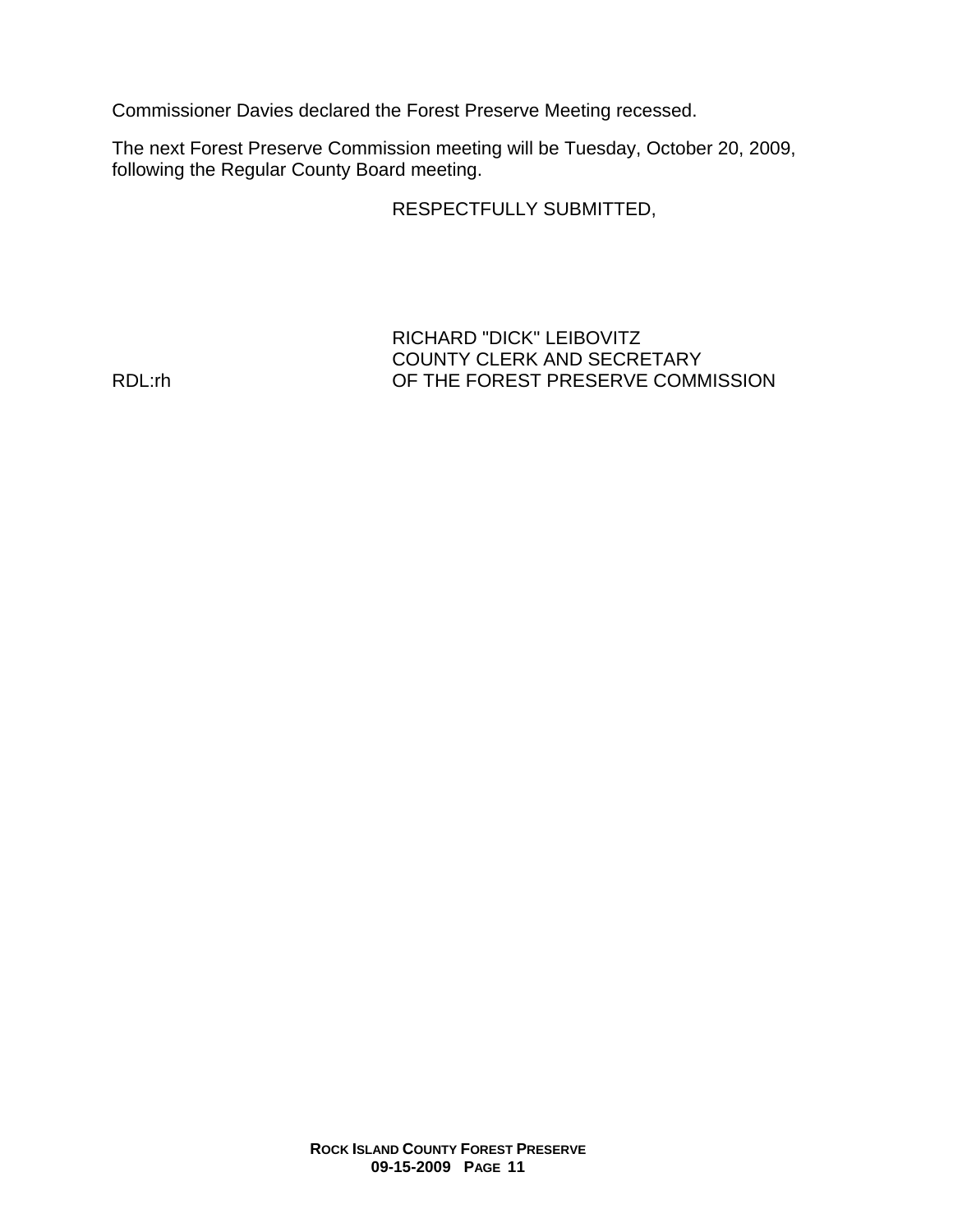Commissioner Davies declared the Forest Preserve Meeting recessed.

The next Forest Preserve Commission meeting will be Tuesday, October 20, 2009, following the Regular County Board meeting.

RESPECTFULLY SUBMITTED,

RICHARD "DICK" LEIBOVITZ
COUNTY CLERK AND SECRETARY
OF THE FOREST PRESERVE COMMISSION

RDL:rh